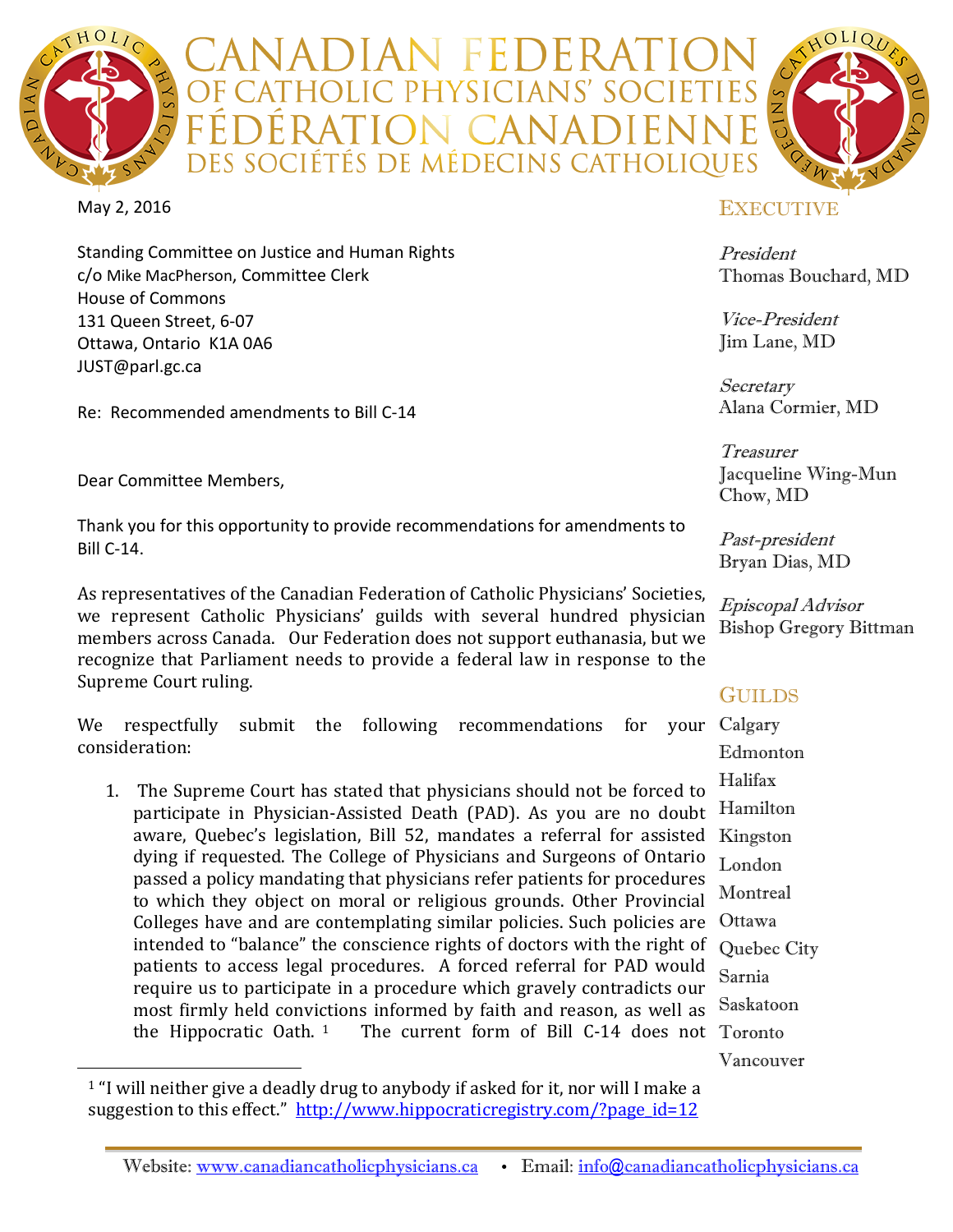# CANADIAN FEDERATION OF CATHOLIC PHYSICIANS' SOCIETIES
# FÉDÉRATION CANADIENNE DES SOCIÉTÉS DE MÉDECINS CATHOLIQUES

May 2, 2016

Standing Committee on Justice and Human Rights
c/o Mike MacPherson, Committee Clerk
House of Commons
131 Queen Street, 6-07
Ottawa, Ontario K1A 0A6
JUST@parl.gc.ca

Re: Recommended amendments to Bill C-14

Dear Committee Members,

Thank you for this opportunity to provide recommendations for amendments to Bill C-14.

As representatives of the Canadian Federation of Catholic Physicians' Societies, we represent Catholic Physicians' guilds with several hundred physician members across Canada. Our Federation does not support euthanasia, but we recognize that Parliament needs to provide a federal law in response to the Supreme Court ruling.

We respectfully submit the following recommendations for your consideration:

1. The Supreme Court has stated that physicians should not be forced to participate in Physician-Assisted Death (PAD). As you are no doubt aware, Quebec's legislation, Bill 52, mandates a referral for assisted dying if requested. The College of Physicians and Surgeons of Ontario passed a policy mandating that physicians refer patients for procedures to which they object on moral or religious grounds. Other Provincial Colleges have and are contemplating similar policies. Such policies are intended to "balance" the conscience rights of doctors with the right of patients to access legal procedures. A forced referral for PAD would require us to participate in a procedure which gravely contradicts our most firmly held convictions informed by faith and reason, as well as the Hippocratic Oath.[1] The current form of Bill C-14 does not

[1] "I will neither give a deadly drug to anybody if asked for it, nor will I make a suggestion to this effect." http://www.hippocraticregistry.com/?page_id=12

## EXECUTIVE

*President*
Thomas Bouchard, MD

*Vice-President*
Jim Lane, MD

*Secretary*
Alana Cormier, MD

*Treasurer*
Jacqueline Wing-Mun Chow, MD

*Past-president*
Bryan Dias, MD

*Episcopal Advisor*
Bishop Gregory Bittman

## GUILDS

Calgary
Edmonton
Halifax
Hamilton
Kingston
London
Montreal
Ottawa
Quebec City
Sarnia
Saskatoon
Toronto
Vancouver

Website: www.canadiancatholicphysicians.ca • Email: info@canadiancatholicphysicians.ca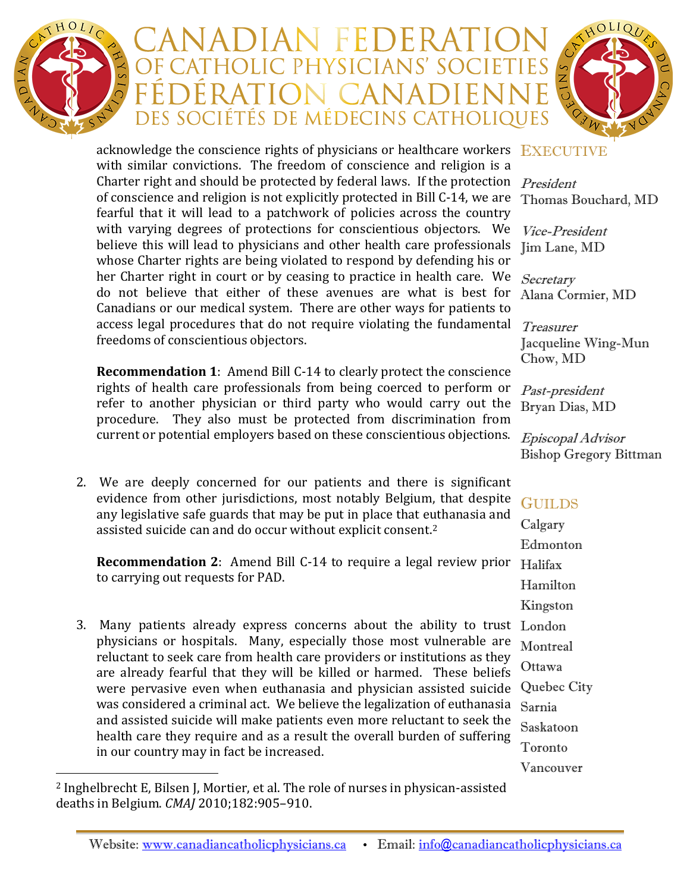acknowledge the conscience rights of physicians or healthcare workers with similar convictions. The freedom of conscience and religion is a Charter right and should be protected by federal laws. If the protection of conscience and religion is not explicitly protected in Bill C-14, we are fearful that it will lead to a patchwork of policies across the country with varying degrees of protections for conscientious objectors. We believe this will lead to physicians and other health care professionals whose Charter rights are being violated to respond by defending his or her Charter right in court or by ceasing to practice in health care. We do not believe that either of these avenues are what is best for Canadians or our medical system. There are other ways for patients to access legal procedures that do not require violating the fundamental freedoms of conscientious objectors.

**Recommendation 1**: Amend Bill C-14 to clearly protect the conscience rights of health care professionals from being coerced to perform or refer to another physician or third party who would carry out the procedure. They also must be protected from discrimination from current or potential employers based on these conscientious objections.

2. We are deeply concerned for our patients and there is significant evidence from other jurisdictions, most notably Belgium, that despite any legislative safe guards that may be put in place that euthanasia and assisted suicide can and do occur without explicit consent.[2]

   **Recommendation 2**: Amend Bill C-14 to require a legal review prior to carrying out requests for PAD.

3. Many patients already express concerns about the ability to trust physicians or hospitals. Many, especially those most vulnerable are reluctant to seek care from health care providers or institutions as they are already fearful that they will be killed or harmed. These beliefs were pervasive even when euthanasia and physician assisted suicide was considered a criminal act. We believe the legalization of euthanasia and assisted suicide will make patients even more reluctant to seek the health care they require and as a result the overall burden of suffering in our country may in fact be increased.

[2] Inghelbrecht E, Bilsen J, Mortier, et al. The role of nurses in physican-assisted deaths in Belgium. *CMAJ* 2010;182:905–910.

## Executive

*President*
Thomas Bouchard, MD

*Vice-President*
Jim Lane, MD

*Secretary*
Alana Cormier, MD

*Treasurer*
Jacqueline Wing-Mun Chow, MD

*Past-president*
Bryan Dias, MD

*Episcopal Advisor*
Bishop Gregory Bittman

## Guilds

Calgary
Edmonton
Halifax
Hamilton
Kingston
London
Montreal
Ottawa
Quebec City
Sarnia
Saskatoon
Toronto
Vancouver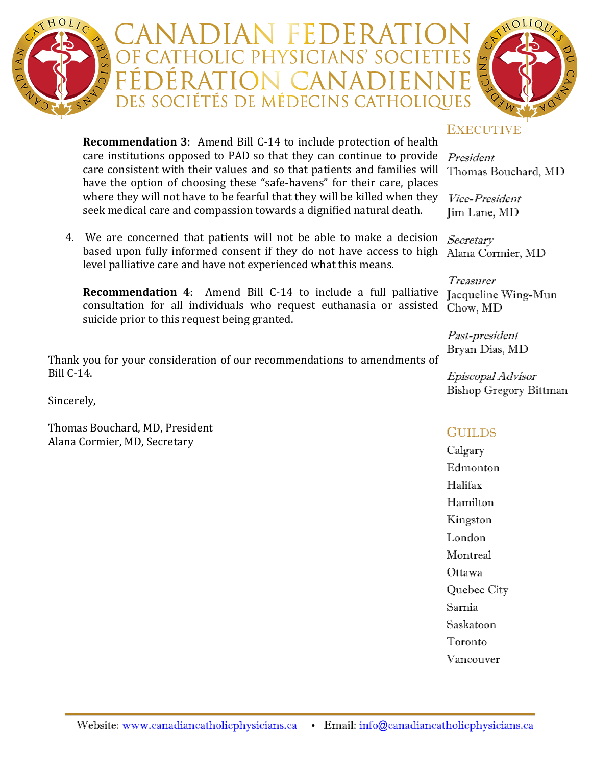# CANADIAN FEDERATION OF CATHOLIC PHYSICIANS' SOCIETIES
# FÉDÉRATION CANADIENNE DES SOCIÉTÉS DE MÉDECINS CATHOLIQUES

**Recommendation 3**: Amend Bill C-14 to include protection of health care institutions opposed to PAD so that they can continue to provide care consistent with their values and so that patients and families will have the option of choosing these "safe-havens" for their care, places where they will not have to be fearful that they will be killed when they seek medical care and compassion towards a dignified natural death.

4. We are concerned that patients will not be able to make a decision based upon fully informed consent if they do not have access to high level palliative care and have not experienced what this means.

**Recommendation 4**: Amend Bill C-14 to include a full palliative consultation for all individuals who request euthanasia or assisted suicide prior to this request being granted.

Thank you for your consideration of our recommendations to amendments of Bill C-14.

Sincerely,

Thomas Bouchard, MD, President
Alana Cormier, MD, Secretary

## Executive

*President*
Thomas Bouchard, MD

*Vice-President*
Jim Lane, MD

*Secretary*
Alana Cormier, MD

*Treasurer*
Jacqueline Wing-Mun Chow, MD

*Past-president*
Bryan Dias, MD

*Episcopal Advisor*
Bishop Gregory Bittman

## Guilds

Calgary
Edmonton
Halifax
Hamilton
Kingston
London
Montreal
Ottawa
Quebec City
Sarnia
Saskatoon
Toronto
Vancouver

Website: www.canadiancatholicphysicians.ca • Email: info@canadiancatholicphysicians.ca